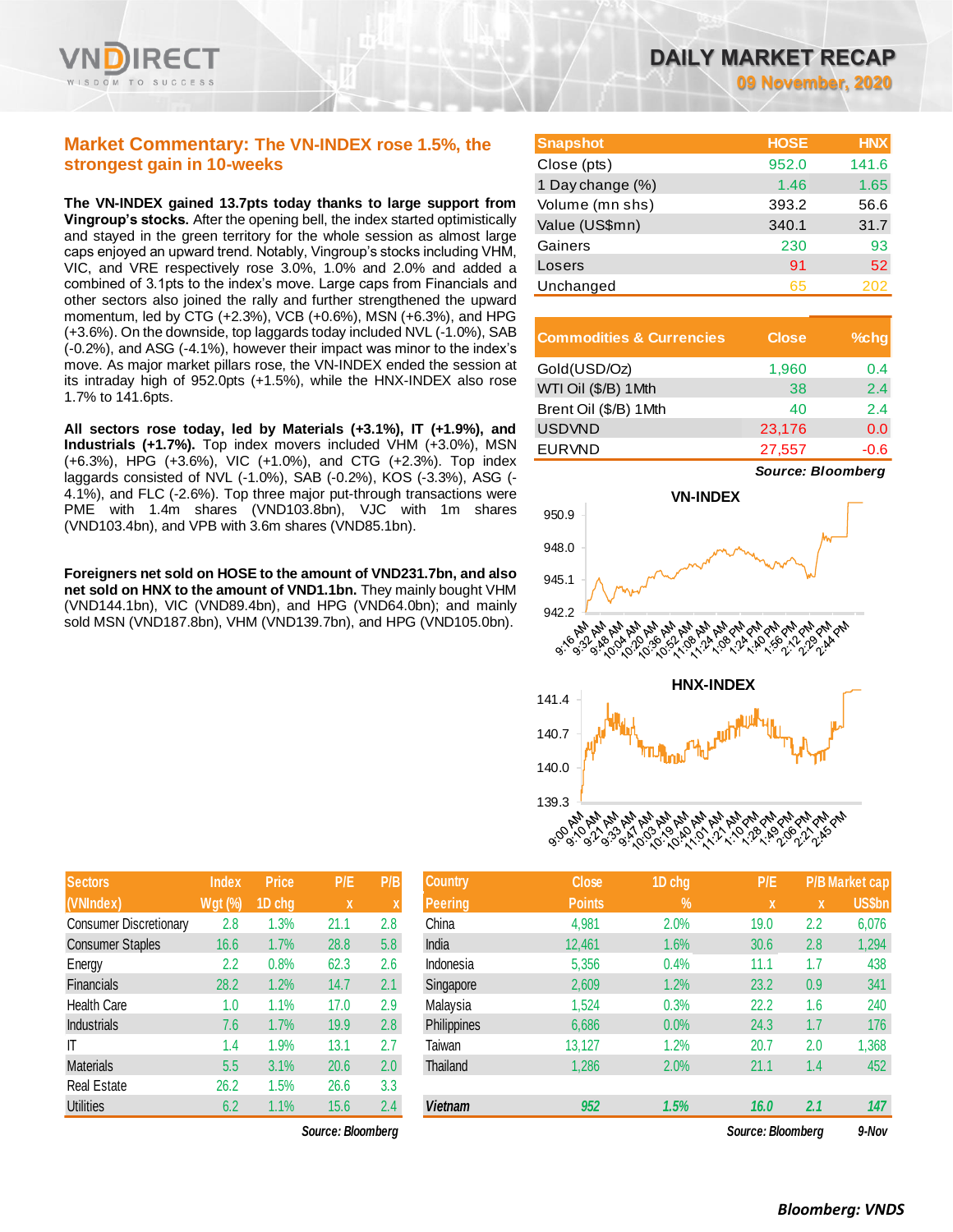# DAILY MARKET RECAP

**09 November, 2020**

## Market Commentary: The VN-INDEX rose 1.5%, the strongest gain in 10-weeks

**The VN-INDEX gained 13.7pts today thanks to large support from Vingroup's stocks.** After the opening bell, the index started optimistically and stayed in the green territory for the whole session as almost large caps enjoyed an upward trend. Notably, Vingroup's stocks including VHM, VIC, and VRE respectively rose 3.0%, 1.0% and 2.0% and added a combined of 3.1pts to the index's move. Large caps from Financials and other sectors also joined the rally and further strengthened the upward momentum, led by CTG (+2.3%), VCB (+0.6%), MSN (+6.3%), and HPG (+3.6%). On the downside, top laggards today included NVL (-1.0%), SAB (-0.2%), and ASG (-4.1%), however their impact was minor to the index's move. As major market pillars rose, the VN-INDEX ended the session at its intraday high of 952.0pts (+1.5%), while the HNX-INDEX also rose 1.7% to 141.6pts.

**All sectors rose today, led by Materials (+3.1%), IT (+1.9%), and Industrials (+1.7%).** Top index movers included VHM (+3.0%), MSN (+6.3%), HPG (+3.6%), VIC (+1.0%), and CTG (+2.3%). Top index laggards consisted of NVL (-1.0%), SAB (-0.2%), KOS (-3.3%), ASG (-4.1%), and FLC (-2.6%). Top three major put-through transactions were PME with 1.4m shares (VND103.8bn), VJC with 1m shares (VND103.4bn), and VPB with 3.6m shares (VND85.1bn).

**Foreigners net sold on HOSE to the amount of VND231.7bn, and also net sold on HNX to the amount of VND1.1bn.** They mainly bought VHM (VND144.1bn), VIC (VND89.4bn), and HPG (VND64.0bn); and mainly sold MSN (VND187.8bn), VHM (VND139.7bn), and HPG (VND105.0bn).

| Snapshot | HOSE | HNX |
|---|---|---|
| Close (pts) | 952.0 | 141.6 |
| 1 Day change (%) | 1.46 | 1.65 |
| Volume (mn shs) | 393.2 | 56.6 |
| Value (US$mn) | 340.1 | 31.7 |
| Gainers | 230 | 93 |
| Losers | 91 | 52 |
| Unchanged | 65 | 202 |

| Commodities & Currencies | Close | %chg |
|---|---|---|
| Gold(USD/Oz) | 1,960 | 0.4 |
| WTI Oil ($/B) 1Mth | 38 | 2.4 |
| Brent Oil ($/B) 1Mth | 40 | 2.4 |
| USDVND | 23,176 | 0.0 |
| EURVND | 27,557 | -0.6 |

*Source: Bloomberg*

| Sectors (VNIndex) | Index Wgt (%) | Price 1D chg | P/E x | P/B x |
|---|---|---|---|---|
| Consumer Discretionary | 2.8 | 1.3% | 21.1 | 2.8 |
| Consumer Staples | 16.6 | 1.7% | 28.8 | 5.8 |
| Energy | 2.2 | 0.8% | 62.3 | 2.6 |
| Financials | 28.2 | 1.2% | 14.7 | 2.1 |
| Health Care | 1.0 | 1.1% | 17.0 | 2.9 |
| Industrials | 7.6 | 1.7% | 19.9 | 2.8 |
| IT | 1.4 | 1.9% | 13.1 | 2.7 |
| Materials | 5.5 | 3.1% | 20.6 | 2.0 |
| Real Estate | 26.2 | 1.5% | 26.6 | 3.3 |
| Utilities | 6.2 | 1.1% | 15.6 | 2.4 |

*Source: Bloomberg*

| Country Peering | Close Points | 1D chg % | P/E x | P/B x | Market cap US$bn |
|---|---|---|---|---|---|
| China | 4,981 | 2.0% | 19.0 | 2.2 | 6,076 |
| India | 12,461 | 1.6% | 30.6 | 2.8 | 1,294 |
| Indonesia | 5,356 | 0.4% | 11.1 | 1.7 | 438 |
| Singapore | 2,609 | 1.2% | 23.2 | 0.9 | 341 |
| Malaysia | 1,524 | 0.3% | 22.2 | 1.6 | 240 |
| Philippines | 6,686 | 0.0% | 24.3 | 1.7 | 176 |
| Taiwan | 13,127 | 1.2% | 20.7 | 2.0 | 1,368 |
| Thailand | 1,286 | 2.0% | 21.1 | 1.4 | 452 |
| **Vietnam** | **952** | **1.5%** | **16.0** | **2.1** | **147** |

*Source: Bloomberg* 9-Nov

*Bloomberg: VNDS*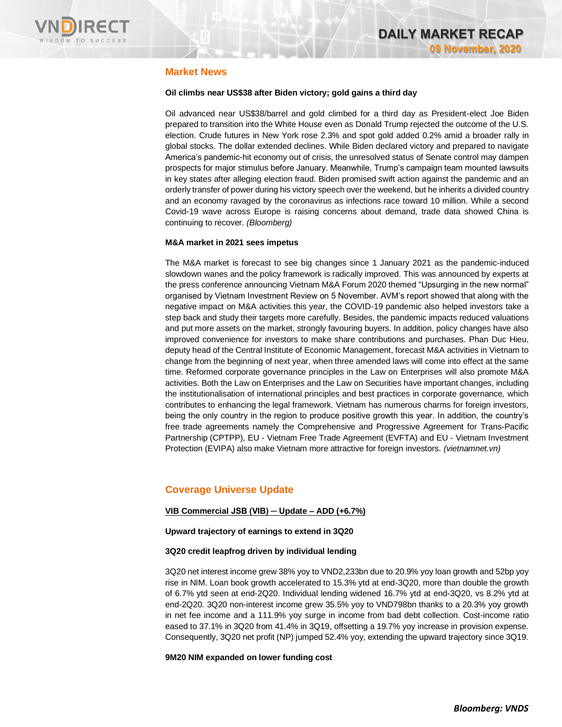## Market News

**Oil climbs near US$38 after Biden victory; gold gains a third day**

Oil advanced near US$38/barrel and gold climbed for a third day as President-elect Joe Biden prepared to transition into the White House even as Donald Trump rejected the outcome of the U.S. election. Crude futures in New York rose 2.3% and spot gold added 0.2% amid a broader rally in global stocks. The dollar extended declines. While Biden declared victory and prepared to navigate America's pandemic-hit economy out of crisis, the unresolved status of Senate control may dampen prospects for major stimulus before January. Meanwhile, Trump's campaign team mounted lawsuits in key states after alleging election fraud. Biden promised swift action against the pandemic and an orderly transfer of power during his victory speech over the weekend, but he inherits a divided country and an economy ravaged by the coronavirus as infections race toward 10 million. While a second Covid-19 wave across Europe is raising concerns about demand, trade data showed China is continuing to recover. *(Bloomberg)*

**M&A market in 2021 sees impetus**

The M&A market is forecast to see big changes since 1 January 2021 as the pandemic-induced slowdown wanes and the policy framework is radically improved. This was announced by experts at the press conference announcing Vietnam M&A Forum 2020 themed "Upsurging in the new normal" organised by Vietnam Investment Review on 5 November. AVM's report showed that along with the negative impact on M&A activities this year, the COVID-19 pandemic also helped investors take a step back and study their targets more carefully. Besides, the pandemic impacts reduced valuations and put more assets on the market, strongly favouring buyers. In addition, policy changes have also improved convenience for investors to make share contributions and purchases. Phan Duc Hieu, deputy head of the Central Institute of Economic Management, forecast M&A activities in Vietnam to change from the beginning of next year, when three amended laws will come into effect at the same time. Reformed corporate governance principles in the Law on Enterprises will also promote M&A activities. Both the Law on Enterprises and the Law on Securities have important changes, including the institutionalisation of international principles and best practices in corporate governance, which contributes to enhancing the legal framework. Vietnam has numerous charms for foreign investors, being the only country in the region to produce positive growth this year. In addition, the country's free trade agreements namely the Comprehensive and Progressive Agreement for Trans-Pacific Partnership (CPTPP), EU - Vietnam Free Trade Agreement (EVFTA) and EU - Vietnam Investment Protection (EVIPA) also make Vietnam more attractive for foreign investors. *(vietnamnet.vn)*

## Coverage Universe Update

**VIB Commercial JSB (VIB) ─ Update – ADD (+6.7%)**

**Upward trajectory of earnings to extend in 3Q20**

**3Q20 credit leapfrog driven by individual lending**

3Q20 net interest income grew 38% yoy to VND2,233bn due to 20.9% yoy loan growth and 52bp yoy rise in NIM. Loan book growth accelerated to 15.3% ytd at end-3Q20, more than double the growth of 6.7% ytd seen at end-2Q20. Individual lending widened 16.7% ytd at end-3Q20, vs 8.2% ytd at end-2Q20. 3Q20 non-interest income grew 35.5% yoy to VND798bn thanks to a 20.3% yoy growth in net fee income and a 111.9% yoy surge in income from bad debt collection. Cost-income ratio eased to 37.1% in 3Q20 from 41.4% in 3Q19, offsetting a 19.7% yoy increase in provision expense. Consequently, 3Q20 net profit (NP) jumped 52.4% yoy, extending the upward trajectory since 3Q19.

**9M20 NIM expanded on lower funding cost**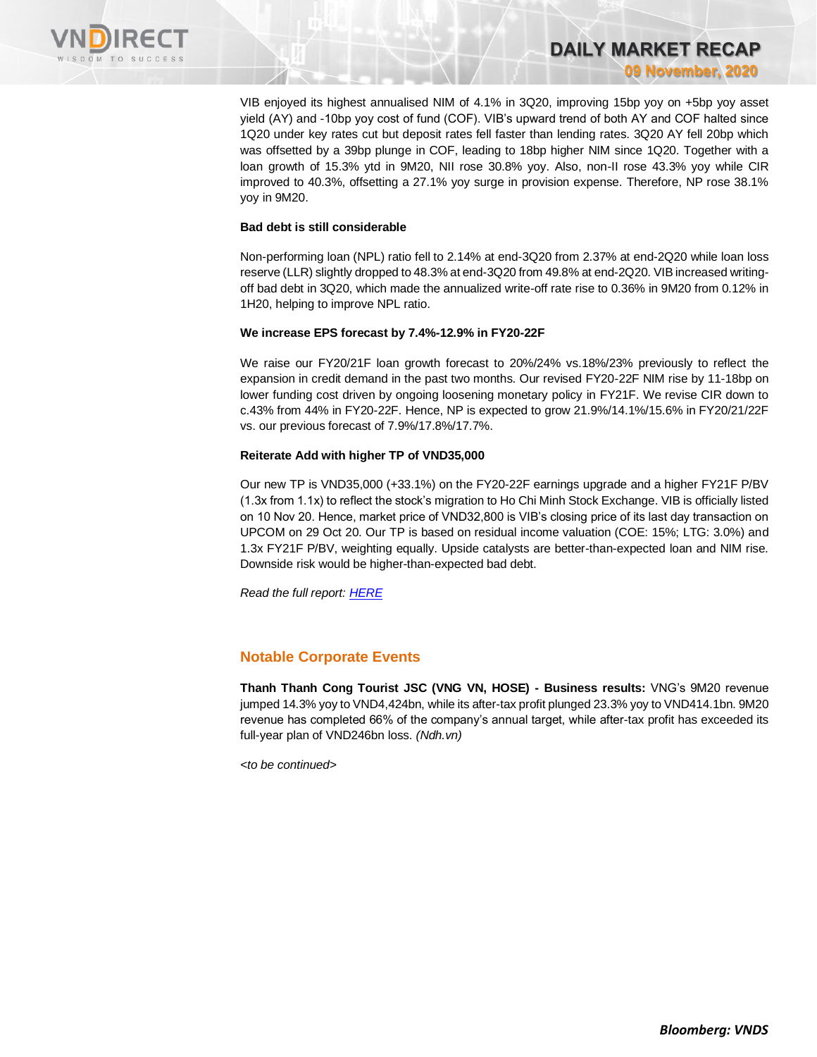VIB enjoyed its highest annualised NIM of 4.1% in 3Q20, improving 15bp yoy on +5bp yoy asset yield (AY) and -10bp yoy cost of fund (COF). VIB's upward trend of both AY and COF halted since 1Q20 under key rates cut but deposit rates fell faster than lending rates. 3Q20 AY fell 20bp which was offsetted by a 39bp plunge in COF, leading to 18bp higher NIM since 1Q20. Together with a loan growth of 15.3% ytd in 9M20, NII rose 30.8% yoy. Also, non-II rose 43.3% yoy while CIR improved to 40.3%, offsetting a 27.1% yoy surge in provision expense. Therefore, NP rose 38.1% yoy in 9M20.

**Bad debt is still considerable**

Non-performing loan (NPL) ratio fell to 2.14% at end-3Q20 from 2.37% at end-2Q20 while loan loss reserve (LLR) slightly dropped to 48.3% at end-3Q20 from 49.8% at end-2Q20. VIB increased writing-off bad debt in 3Q20, which made the annualized write-off rate rise to 0.36% in 9M20 from 0.12% in 1H20, helping to improve NPL ratio.

**We increase EPS forecast by 7.4%-12.9% in FY20-22F**

We raise our FY20/21F loan growth forecast to 20%/24% vs.18%/23% previously to reflect the expansion in credit demand in the past two months. Our revised FY20-22F NIM rise by 11-18bp on lower funding cost driven by ongoing loosening monetary policy in FY21F. We revise CIR down to c.43% from 44% in FY20-22F. Hence, NP is expected to grow 21.9%/14.1%/15.6% in FY20/21/22F vs. our previous forecast of 7.9%/17.8%/17.7%.

**Reiterate Add with higher TP of VND35,000**

Our new TP is VND35,000 (+33.1%) on the FY20-22F earnings upgrade and a higher FY21F P/BV (1.3x from 1.1x) to reflect the stock's migration to Ho Chi Minh Stock Exchange. VIB is officially listed on 10 Nov 20. Hence, market price of VND32,800 is VIB's closing price of its last day transaction on UPCOM on 29 Oct 20. Our TP is based on residual income valuation (COE: 15%; LTG: 3.0%) and 1.3x FY21F P/BV, weighting equally. Upside catalysts are better-than-expected loan and NIM rise. Downside risk would be higher-than-expected bad debt.

*Read the full report: HERE*

## Notable Corporate Events

**Thanh Thanh Cong Tourist JSC (VNG VN, HOSE) - Business results:** VNG's 9M20 revenue jumped 14.3% yoy to VND4,424bn, while its after-tax profit plunged 23.3% yoy to VND414.1bn. 9M20 revenue has completed 66% of the company's annual target, while after-tax profit has exceeded its full-year plan of VND246bn loss. *(Ndh.vn)*

*<to be continued>*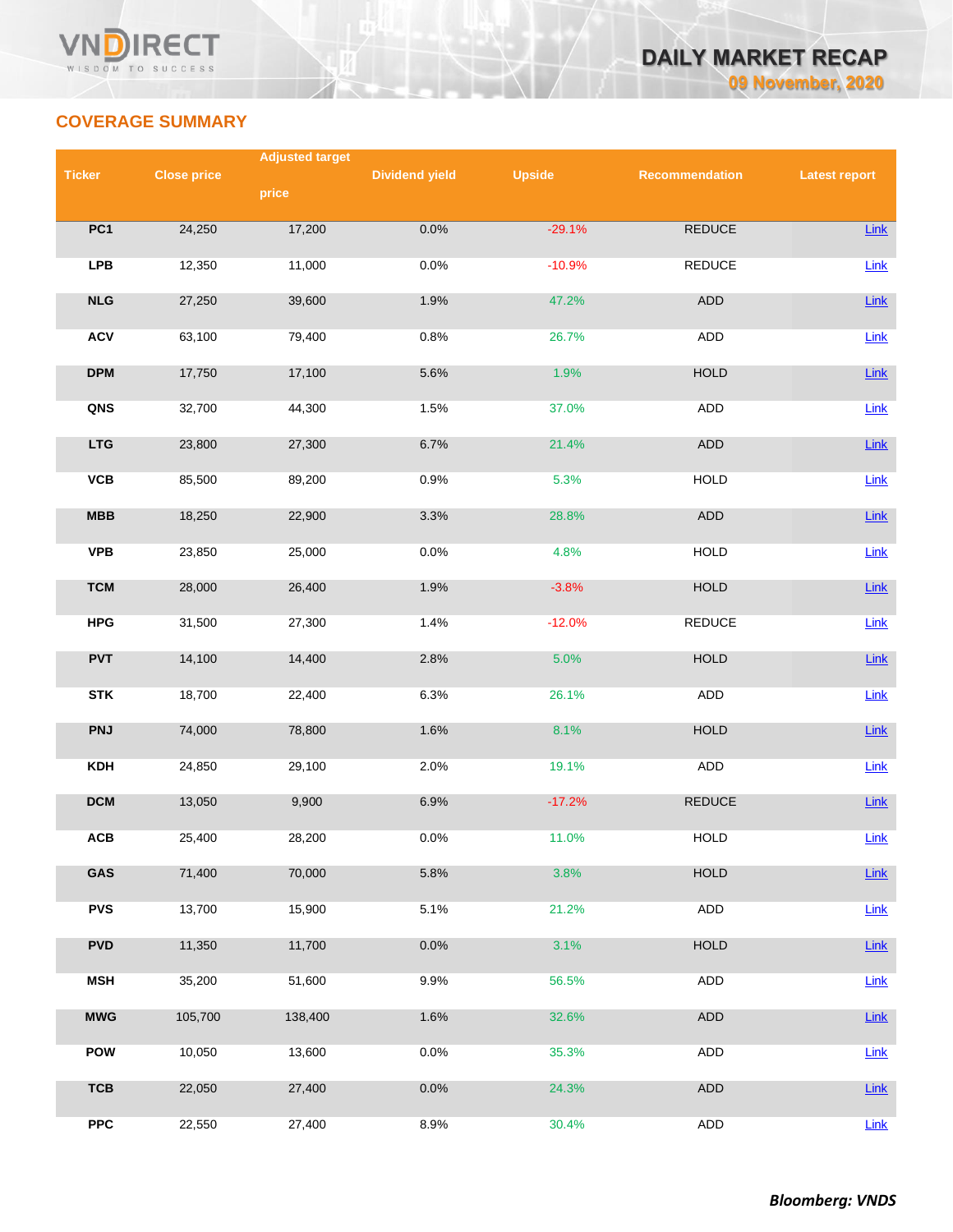## COVERAGE SUMMARY

| Ticker | Close price | Adjusted target price | Dividend yield | Upside | Recommendation | Latest report |
|---|---|---|---|---|---|---|
| PC1 | 24,250 | 17,200 | 0.0% | -29.1% | REDUCE | Link |
| LPB | 12,350 | 11,000 | 0.0% | -10.9% | REDUCE | Link |
| NLG | 27,250 | 39,600 | 1.9% | 47.2% | ADD | Link |
| ACV | 63,100 | 79,400 | 0.8% | 26.7% | ADD | Link |
| DPM | 17,750 | 17,100 | 5.6% | 1.9% | HOLD | Link |
| QNS | 32,700 | 44,300 | 1.5% | 37.0% | ADD | Link |
| LTG | 23,800 | 27,300 | 6.7% | 21.4% | ADD | Link |
| VCB | 85,500 | 89,200 | 0.9% | 5.3% | HOLD | Link |
| MBB | 18,250 | 22,900 | 3.3% | 28.8% | ADD | Link |
| VPB | 23,850 | 25,000 | 0.0% | 4.8% | HOLD | Link |
| TCM | 28,000 | 26,400 | 1.9% | -3.8% | HOLD | Link |
| HPG | 31,500 | 27,300 | 1.4% | -12.0% | REDUCE | Link |
| PVT | 14,100 | 14,400 | 2.8% | 5.0% | HOLD | Link |
| STK | 18,700 | 22,400 | 6.3% | 26.1% | ADD | Link |
| PNJ | 74,000 | 78,800 | 1.6% | 8.1% | HOLD | Link |
| KDH | 24,850 | 29,100 | 2.0% | 19.1% | ADD | Link |
| DCM | 13,050 | 9,900 | 6.9% | -17.2% | REDUCE | Link |
| ACB | 25,400 | 28,200 | 0.0% | 11.0% | HOLD | Link |
| GAS | 71,400 | 70,000 | 5.8% | 3.8% | HOLD | Link |
| PVS | 13,700 | 15,900 | 5.1% | 21.2% | ADD | Link |
| PVD | 11,350 | 11,700 | 0.0% | 3.1% | HOLD | Link |
| MSH | 35,200 | 51,600 | 9.9% | 56.5% | ADD | Link |
| MWG | 105,700 | 138,400 | 1.6% | 32.6% | ADD | Link |
| POW | 10,050 | 13,600 | 0.0% | 35.3% | ADD | Link |
| TCB | 22,050 | 27,400 | 0.0% | 24.3% | ADD | Link |
| PPC | 22,550 | 27,400 | 8.9% | 30.4% | ADD | Link |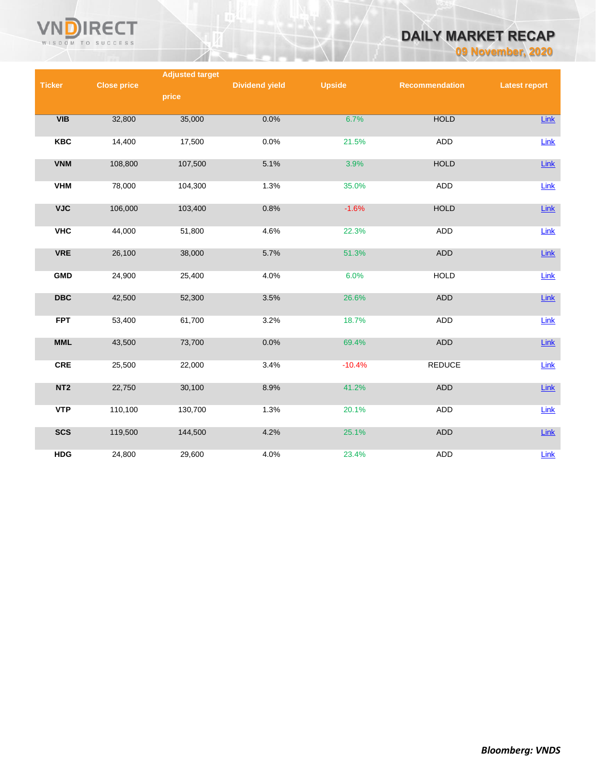| Ticker | Close price | Adjusted target price | Dividend yield | Upside | Recommendation | Latest report |
|---|---|---|---|---|---|---|
| VIB | 32,800 | 35,000 | 0.0% | 6.7% | HOLD | Link |
| KBC | 14,400 | 17,500 | 0.0% | 21.5% | ADD | Link |
| VNM | 108,800 | 107,500 | 5.1% | 3.9% | HOLD | Link |
| VHM | 78,000 | 104,300 | 1.3% | 35.0% | ADD | Link |
| VJC | 106,000 | 103,400 | 0.8% | -1.6% | HOLD | Link |
| VHC | 44,000 | 51,800 | 4.6% | 22.3% | ADD | Link |
| VRE | 26,100 | 38,000 | 5.7% | 51.3% | ADD | Link |
| GMD | 24,900 | 25,400 | 4.0% | 6.0% | HOLD | Link |
| DBC | 42,500 | 52,300 | 3.5% | 26.6% | ADD | Link |
| FPT | 53,400 | 61,700 | 3.2% | 18.7% | ADD | Link |
| MML | 43,500 | 73,700 | 0.0% | 69.4% | ADD | Link |
| CRE | 25,500 | 22,000 | 3.4% | -10.4% | REDUCE | Link |
| NT2 | 22,750 | 30,100 | 8.9% | 41.2% | ADD | Link |
| VTP | 110,100 | 130,700 | 1.3% | 20.1% | ADD | Link |
| SCS | 119,500 | 144,500 | 4.2% | 25.1% | ADD | Link |
| HDG | 24,800 | 29,600 | 4.0% | 23.4% | ADD | Link |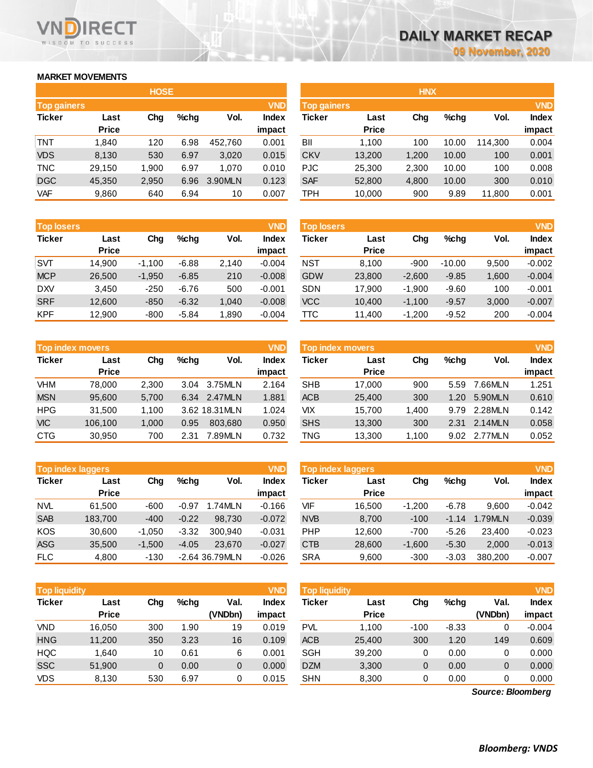# DAILY MARKET RECAP

09 November, 2020

## MARKET MOVEMENTS

### HOSE

| Top gainers | | | | | VND |
|---|---|---|---|---|---|
| Ticker | Last Price | Chg | %chg | Vol. | Index impact |
| TNT | 1,840 | 120 | 6.98 | 452,760 | 0.001 |
| VDS | 8,130 | 530 | 6.97 | 3,020 | 0.015 |
| TNC | 29,150 | 1,900 | 6.97 | 1,070 | 0.010 |
| DGC | 45,350 | 2,950 | 6.96 | 3.90MLN | 0.123 |
| VAF | 9,860 | 640 | 6.94 | 10 | 0.007 |

| Top losers | | | | | VND |
|---|---|---|---|---|---|
| Ticker | Last Price | Chg | %chg | Vol. | Index impact |
| SVT | 14,900 | -1,100 | -6.88 | 2,140 | -0.004 |
| MCP | 26,500 | -1,950 | -6.85 | 210 | -0.008 |
| DXV | 3,450 | -250 | -6.76 | 500 | -0.001 |
| SRF | 12,600 | -850 | -6.32 | 1,040 | -0.008 |
| KPF | 12,900 | -800 | -5.84 | 1,890 | -0.004 |

| Top index movers | | | | | VND |
|---|---|---|---|---|---|
| Ticker | Last Price | Chg | %chg | Vol. | Index impact |
| VHM | 78,000 | 2,300 | 3.04 | 3.75MLN | 2.164 |
| MSN | 95,600 | 5,700 | 6.34 | 2.47MLN | 1.881 |
| HPG | 31,500 | 1,100 | 3.62 | 18.31MLN | 1.024 |
| VIC | 106,100 | 1,000 | 0.95 | 803,680 | 0.950 |
| CTG | 30,950 | 700 | 2.31 | 7.89MLN | 0.732 |

| Top index laggers | | | | | VND |
|---|---|---|---|---|---|
| Ticker | Last Price | Chg | %chg | Vol. | Index impact |
| NVL | 61,500 | -600 | -0.97 | 1.74MLN | -0.166 |
| SAB | 183,700 | -400 | -0.22 | 98,730 | -0.072 |
| KOS | 30,600 | -1,050 | -3.32 | 300,940 | -0.031 |
| ASG | 35,500 | -1,500 | -4.05 | 23,670 | -0.027 |
| FLC | 4,800 | -130 | -2.64 | 36.79MLN | -0.026 |

| Top liquidity | | | | | VND |
|---|---|---|---|---|---|
| Ticker | Last Price | Chg | %chg | Val. (VNDbn) | Index impact |
| VND | 16,050 | 300 | 1.90 | 19 | 0.019 |
| HNG | 11,200 | 350 | 3.23 | 16 | 0.109 |
| HQC | 1,640 | 10 | 0.61 | 6 | 0.001 |
| SSC | 51,900 | 0 | 0.00 | 0 | 0.000 |
| VDS | 8,130 | 530 | 6.97 | 0 | 0.015 |

### HNX

| Top gainers | | | | | VND |
|---|---|---|---|---|---|
| Ticker | Last Price | Chg | %chg | Vol. | Index impact |
| BII | 1,100 | 100 | 10.00 | 114,300 | 0.004 |
| CKV | 13,200 | 1,200 | 10.00 | 100 | 0.001 |
| PJC | 25,300 | 2,300 | 10.00 | 100 | 0.008 |
| SAF | 52,800 | 4,800 | 10.00 | 300 | 0.010 |
| TPH | 10,000 | 900 | 9.89 | 11,800 | 0.001 |

| Top losers | | | | | VND |
|---|---|---|---|---|---|
| Ticker | Last Price | Chg | %chg | Vol. | Index impact |
| NST | 8,100 | -900 | -10.00 | 9,500 | -0.002 |
| GDW | 23,800 | -2,600 | -9.85 | 1,600 | -0.004 |
| SDN | 17,900 | -1,900 | -9.60 | 100 | -0.001 |
| VCC | 10,400 | -1,100 | -9.57 | 3,000 | -0.007 |
| TTC | 11,400 | -1,200 | -9.52 | 200 | -0.004 |

| Top index movers | | | | | VND |
|---|---|---|---|---|---|
| Ticker | Last Price | Chg | %chg | Vol. | Index impact |
| SHB | 17,000 | 900 | 5.59 | 7.66MLN | 1.251 |
| ACB | 25,400 | 300 | 1.20 | 5.90MLN | 0.610 |
| VIX | 15,700 | 1,400 | 9.79 | 2.28MLN | 0.142 |
| SHS | 13,300 | 300 | 2.31 | 2.14MLN | 0.058 |
| TNG | 13,300 | 1,100 | 9.02 | 2.77MLN | 0.052 |

| Top index laggers | | | | | VND |
|---|---|---|---|---|---|
| Ticker | Last Price | Chg | %chg | Vol. | Index impact |
| VIF | 16,500 | -1,200 | -6.78 | 9,600 | -0.042 |
| NVB | 8,700 | -100 | -1.14 | 1.79MLN | -0.039 |
| PHP | 12,600 | -700 | -5.26 | 23,400 | -0.023 |
| CTB | 28,600 | -1,600 | -5.30 | 2,000 | -0.013 |
| SRA | 9,600 | -300 | -3.03 | 380,200 | -0.007 |

| Top liquidity | | | | | VND |
|---|---|---|---|---|---|
| Ticker | Last Price | Chg | %chg | Val. (VNDbn) | Index impact |
| PVL | 1,100 | -100 | -8.33 | 0 | -0.004 |
| ACB | 25,400 | 300 | 1.20 | 149 | 0.609 |
| SGH | 39,200 | 0 | 0.00 | 0 | 0.000 |
| DZM | 3,300 | 0 | 0.00 | 0 | 0.000 |
| SHN | 8,300 | 0 | 0.00 | 0 | 0.000 |

*Source: Bloomberg*

*Bloomberg: VNDS*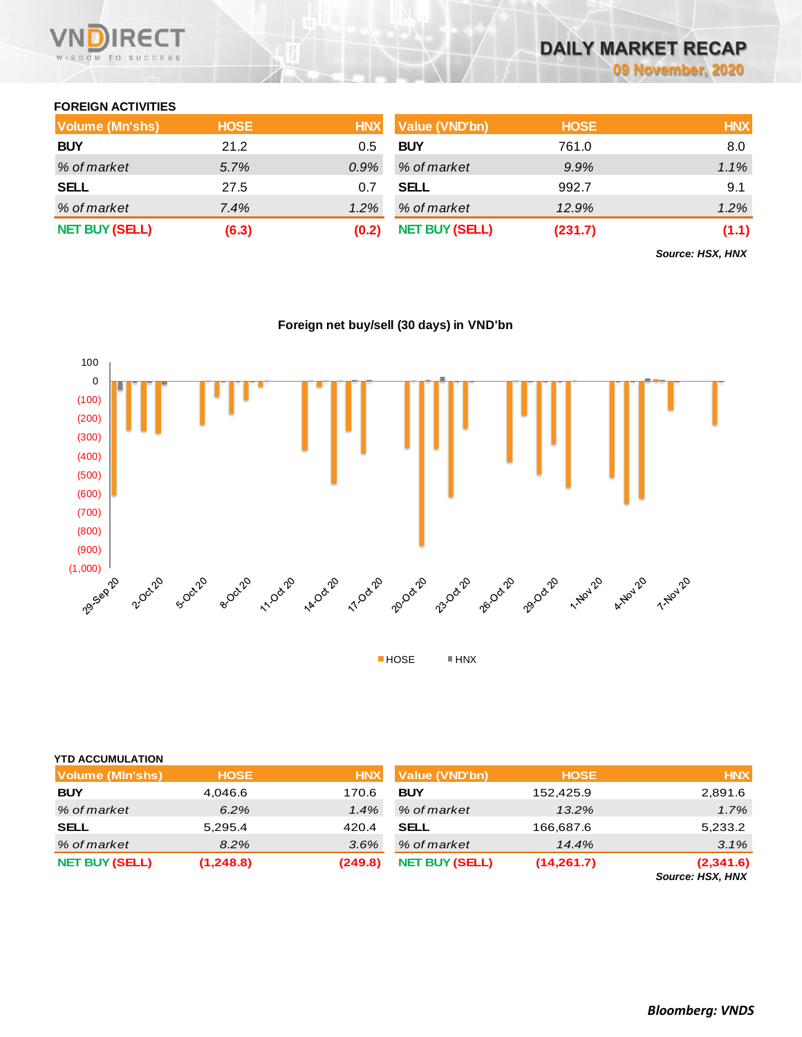## FOREIGN ACTIVITIES

| Volume (Mn'shs) | HOSE | HNX |
|---|---|---|
| **BUY** | 21.2 | 0.5 |
| *% of market* | *5.7%* | *0.9%* |
| **SELL** | 27.5 | 0.7 |
| *% of market* | *7.4%* | *1.2%* |
| **NET BUY (SELL)** | **(6.3)** | **(0.2)** |

| Value (VND'bn) | HOSE | HNX |
|---|---|---|
| **BUY** | 761.0 | 8.0 |
| *% of market* | *9.9%* | *1.1%* |
| **SELL** | 992.7 | 9.1 |
| *% of market* | *12.9%* | *1.2%* |
| **NET BUY (SELL)** | **(231.7)** | **(1.1)** |

***Source: HSX, HNX***

**Foreign net buy/sell (30 days) in VND'bn**

## YTD ACCUMULATION

| Volume (Mln'shs) | HOSE | HNX |
|---|---|---|
| **BUY** | 4,046.6 | 170.6 |
| *% of market* | *6.2%* | *1.4%* |
| **SELL** | 5,295.4 | 420.4 |
| *% of market* | *8.2%* | *3.6%* |
| **NET BUY (SELL)** | **(1,248.8)** | **(249.8)** |

| Value (VND'bn) | HOSE | HNX |
|---|---|---|
| **BUY** | 152,425.9 | 2,891.6 |
| *% of market* | *13.2%* | *1.7%* |
| **SELL** | 166,687.6 | 5,233.2 |
| *% of market* | *14.4%* | *3.1%* |
| **NET BUY (SELL)** | **(14,261.7)** | **(2,341.6)** |

***Source: HSX, HNX***

***Bloomberg: VNDS***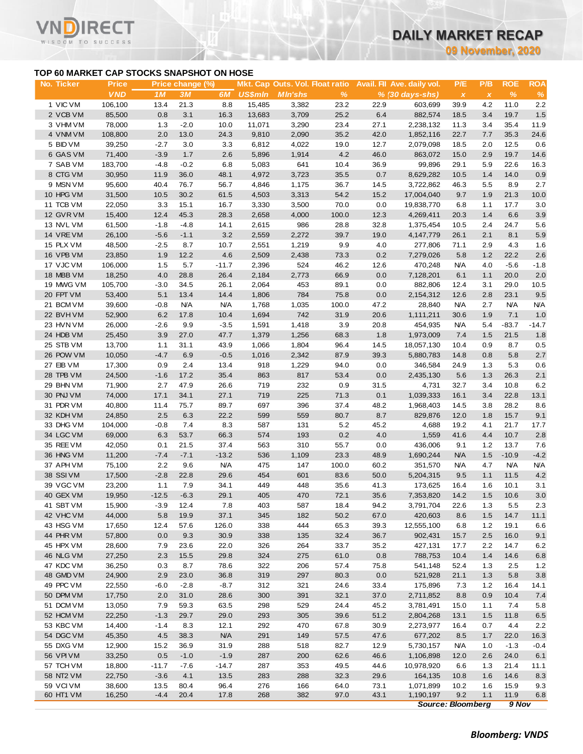## TOP 60 MARKET CAP STOCKS SNAPSHOT ON HOSE

| No. | Ticker | Price | Price change (%) | | | Mkt. Cap | Outs. Vol. | Float ratio | Avail. FII | Ave. daily vol. | P/E | P/B | ROE | ROA |
|---|---|---|---|---|---|---|---|---|---|---|---|---|---|---|
| | | VND | 1M | 3M | 6M | US$mln | Mln'shs | % | % | (30 days-shs) | x | x | % | % |
| 1 | VIC VM | 106,100 | 13.4 | 21.3 | 8.8 | 15,485 | 3,382 | 23.2 | 22.9 | 603,699 | 39.9 | 4.2 | 11.0 | 2.2 |
| 2 | VCB VM | 85,500 | 0.8 | 3.1 | 16.3 | 13,683 | 3,709 | 25.2 | 6.4 | 882,574 | 18.5 | 3.4 | 19.7 | 1.5 |
| 3 | VHM VM | 78,000 | 1.3 | -2.0 | 10.0 | 11,071 | 3,290 | 23.4 | 27.1 | 2,238,132 | 11.3 | 3.4 | 35.4 | 11.9 |
| 4 | VNM VM | 108,800 | 2.0 | 13.0 | 24.3 | 9,810 | 2,090 | 35.2 | 42.0 | 1,852,116 | 22.7 | 7.7 | 35.3 | 24.6 |
| 5 | BID VM | 39,250 | -2.7 | 3.0 | 3.3 | 6,812 | 4,022 | 19.0 | 12.7 | 2,079,098 | 18.5 | 2.0 | 12.5 | 0.6 |
| 6 | GAS VM | 71,400 | -3.9 | 1.7 | 2.6 | 5,896 | 1,914 | 4.2 | 46.0 | 863,072 | 15.0 | 2.9 | 19.7 | 14.6 |
| 7 | SAB VM | 183,700 | -4.8 | -0.2 | 6.8 | 5,083 | 641 | 10.4 | 36.9 | 99,896 | 29.1 | 5.9 | 22.6 | 16.3 |
| 8 | CTG VM | 30,950 | 11.9 | 36.0 | 48.1 | 4,972 | 3,723 | 35.5 | 0.7 | 8,629,282 | 10.5 | 1.4 | 14.0 | 0.9 |
| 9 | MSN VM | 95,600 | 40.4 | 76.7 | 56.7 | 4,846 | 1,175 | 36.7 | 14.5 | 3,722,862 | 46.3 | 5.5 | 8.9 | 2.7 |
| 10 | HPG VM | 31,500 | 10.5 | 30.2 | 61.5 | 4,503 | 3,313 | 54.2 | 15.2 | 17,004,040 | 9.7 | 1.9 | 21.3 | 10.0 |
| 11 | TCB VM | 22,050 | 3.3 | 15.1 | 16.7 | 3,330 | 3,500 | 70.0 | 0.0 | 19,838,770 | 6.8 | 1.1 | 17.7 | 3.0 |
| 12 | GVR VM | 15,400 | 12.4 | 45.3 | 28.3 | 2,658 | 4,000 | 100.0 | 12.3 | 4,269,411 | 20.3 | 1.4 | 6.6 | 3.9 |
| 13 | NVL VM | 61,500 | -1.8 | -4.8 | 14.1 | 2,615 | 986 | 28.8 | 32.8 | 1,375,454 | 10.5 | 2.4 | 24.7 | 5.6 |
| 14 | VRE VM | 26,100 | -5.6 | -1.1 | 3.2 | 2,559 | 2,272 | 39.7 | 19.0 | 4,147,779 | 26.1 | 2.1 | 8.1 | 5.9 |
| 15 | PLX VM | 48,500 | -2.5 | 8.7 | 10.7 | 2,551 | 1,219 | 9.9 | 4.0 | 277,806 | 71.1 | 2.9 | 4.3 | 1.6 |
| 16 | VPB VM | 23,850 | 1.9 | 12.2 | 4.6 | 2,509 | 2,438 | 73.3 | 0.2 | 7,279,026 | 5.8 | 1.2 | 22.2 | 2.6 |
| 17 | VJC VM | 106,000 | 1.5 | 5.7 | -11.7 | 2,396 | 524 | 46.2 | 12.6 | 470,248 | N/A | 4.0 | -5.6 | -1.8 |
| 18 | MBB VM | 18,250 | 4.0 | 28.8 | 26.4 | 2,184 | 2,773 | 66.9 | 0.0 | 7,128,201 | 6.1 | 1.1 | 20.0 | 2.0 |
| 19 | MWG VM | 105,700 | -3.0 | 34.5 | 26.1 | 2,064 | 453 | 89.1 | 0.0 | 882,806 | 12.4 | 3.1 | 29.0 | 10.5 |
| 20 | FPT VM | 53,400 | 5.1 | 13.4 | 14.4 | 1,806 | 784 | 75.8 | 0.0 | 2,154,312 | 12.6 | 2.8 | 23.1 | 9.5 |
| 21 | BCM VM | 39,600 | -0.8 | N/A | N/A | 1,768 | 1,035 | 100.0 | 47.2 | 28,840 | N/A | 2.7 | N/A | N/A |
| 22 | BVH VM | 52,900 | 6.2 | 17.8 | 10.4 | 1,694 | 742 | 31.9 | 20.6 | 1,111,211 | 30.6 | 1.9 | 7.1 | 1.0 |
| 23 | HVN VM | 26,000 | -2.6 | 9.9 | -3.5 | 1,591 | 1,418 | 3.9 | 20.8 | 454,935 | N/A | 5.4 | -83.7 | -14.7 |
| 24 | HDB VM | 25,450 | 3.9 | 27.0 | 47.7 | 1,379 | 1,256 | 68.3 | 1.8 | 1,973,009 | 7.4 | 1.5 | 21.5 | 1.8 |
| 25 | STB VM | 13,700 | 1.1 | 31.1 | 43.9 | 1,066 | 1,804 | 96.4 | 14.5 | 18,057,130 | 10.4 | 0.9 | 8.7 | 0.5 |
| 26 | POW VM | 10,050 | -4.7 | 6.9 | -0.5 | 1,016 | 2,342 | 87.9 | 39.3 | 5,880,783 | 14.8 | 0.8 | 5.8 | 2.7 |
| 27 | EIB VM | 17,300 | 0.9 | 2.4 | 13.4 | 918 | 1,229 | 94.0 | 0.0 | 346,584 | 24.9 | 1.3 | 5.3 | 0.6 |
| 28 | TPB VM | 24,500 | -1.6 | 17.2 | 35.4 | 863 | 817 | 53.4 | 0.0 | 2,435,130 | 5.6 | 1.3 | 26.3 | 2.1 |
| 29 | BHN VM | 71,900 | 2.7 | 47.9 | 26.6 | 719 | 232 | 0.9 | 31.5 | 4,731 | 32.7 | 3.4 | 10.8 | 6.2 |
| 30 | PNJ VM | 74,000 | 17.1 | 34.1 | 27.1 | 719 | 225 | 71.3 | 0.1 | 1,039,333 | 16.1 | 3.4 | 22.8 | 13.1 |
| 31 | PDR VM | 40,800 | 11.4 | 75.7 | 89.7 | 697 | 396 | 37.4 | 48.2 | 1,968,403 | 14.5 | 3.8 | 28.2 | 8.6 |
| 32 | KDH VM | 24,850 | 2.5 | 6.3 | 22.2 | 599 | 559 | 80.7 | 8.7 | 829,876 | 12.0 | 1.8 | 15.7 | 9.1 |
| 33 | DHG VM | 104,000 | -0.8 | 7.4 | 8.3 | 587 | 131 | 5.2 | 45.2 | 4,688 | 19.2 | 4.1 | 21.7 | 17.7 |
| 34 | LGC VM | 69,000 | 6.3 | 53.7 | 66.3 | 574 | 193 | 0.2 | 4.0 | 1,559 | 41.6 | 4.4 | 10.7 | 2.8 |
| 35 | REE VM | 42,050 | 0.1 | 21.5 | 37.4 | 563 | 310 | 55.7 | 0.0 | 436,006 | 9.1 | 1.2 | 13.7 | 7.6 |
| 36 | HNG VM | 11,200 | -7.4 | -7.1 | -13.2 | 536 | 1,109 | 23.3 | 48.9 | 1,690,244 | N/A | 1.5 | -10.9 | -4.2 |
| 37 | APH VM | 75,100 | 2.2 | 9.6 | N/A | 475 | 147 | 100.0 | 60.2 | 351,570 | N/A | 4.7 | N/A | N/A |
| 38 | SSI VM | 17,500 | -2.8 | 22.8 | 29.6 | 454 | 601 | 83.6 | 50.0 | 5,204,315 | 9.5 | 1.1 | 11.5 | 4.2 |
| 39 | VGC VM | 23,200 | 1.1 | 7.9 | 34.1 | 449 | 448 | 35.6 | 41.3 | 173,625 | 16.4 | 1.6 | 10.1 | 3.1 |
| 40 | GEX VM | 19,950 | -12.5 | -6.3 | 29.1 | 405 | 470 | 72.1 | 35.6 | 7,353,820 | 14.2 | 1.5 | 10.6 | 3.0 |
| 41 | SBT VM | 15,900 | -3.9 | 12.4 | 7.8 | 403 | 587 | 18.4 | 94.2 | 3,791,704 | 22.6 | 1.3 | 5.5 | 2.3 |
| 42 | VHC VM | 44,000 | 5.8 | 19.9 | 37.1 | 345 | 182 | 50.2 | 67.0 | 420,603 | 8.6 | 1.5 | 14.7 | 11.1 |
| 43 | HSG VM | 17,650 | 12.4 | 57.6 | 126.0 | 338 | 444 | 65.3 | 39.3 | 12,555,100 | 6.8 | 1.2 | 19.1 | 6.6 |
| 44 | PHR VM | 57,800 | 0.0 | 9.3 | 30.9 | 338 | 135 | 32.4 | 36.7 | 902,431 | 15.7 | 2.5 | 16.0 | 9.1 |
| 45 | HPX VM | 28,600 | 7.9 | 23.6 | 22.0 | 326 | 264 | 33.7 | 35.2 | 427,131 | 17.7 | 2.2 | 14.7 | 6.2 |
| 46 | NLG VM | 27,250 | 2.3 | 15.5 | 29.8 | 324 | 275 | 61.0 | 0.8 | 788,753 | 10.4 | 1.4 | 14.6 | 6.8 |
| 47 | KDC VM | 36,250 | 0.3 | 8.7 | 78.6 | 322 | 206 | 57.4 | 75.8 | 541,148 | 52.4 | 1.3 | 2.5 | 1.2 |
| 48 | GMD VM | 24,900 | 2.9 | 23.0 | 36.8 | 319 | 297 | 80.3 | 0.0 | 521,928 | 21.1 | 1.3 | 5.8 | 3.8 |
| 49 | PPC VM | 22,550 | -6.0 | -2.8 | -8.7 | 312 | 321 | 24.6 | 33.4 | 175,896 | 7.3 | 1.2 | 16.4 | 14.1 |
| 50 | DPM VM | 17,750 | 2.0 | 31.0 | 28.6 | 300 | 391 | 32.1 | 37.0 | 2,711,852 | 8.8 | 0.9 | 10.4 | 7.4 |
| 51 | DCM VM | 13,050 | 7.9 | 59.3 | 63.5 | 298 | 529 | 24.4 | 45.2 | 3,781,491 | 15.0 | 1.1 | 7.4 | 5.8 |
| 52 | HCM VM | 22,250 | -1.3 | 29.7 | 29.0 | 293 | 305 | 39.6 | 51.2 | 2,804,268 | 13.1 | 1.5 | 11.8 | 6.5 |
| 53 | KBC VM | 14,400 | -1.4 | 8.3 | 12.1 | 292 | 470 | 67.8 | 30.9 | 2,273,977 | 16.4 | 0.7 | 4.4 | 2.2 |
| 54 | DGC VM | 45,350 | 4.5 | 38.3 | N/A | 291 | 149 | 57.5 | 47.6 | 677,202 | 8.5 | 1.7 | 22.0 | 16.3 |
| 55 | DXG VM | 12,900 | 15.2 | 36.9 | 31.9 | 288 | 518 | 82.7 | 12.9 | 5,730,157 | N/A | 1.0 | -1.3 | -0.4 |
| 56 | VPI VM | 33,250 | 0.5 | -1.0 | -1.9 | 287 | 200 | 62.6 | 46.6 | 1,106,898 | 12.0 | 2.6 | 24.0 | 6.1 |
| 57 | TCH VM | 18,800 | -11.7 | -7.6 | -14.7 | 287 | 353 | 49.5 | 44.6 | 10,978,920 | 6.6 | 1.3 | 21.4 | 11.1 |
| 58 | NT2 VM | 22,750 | -3.6 | 4.1 | 13.5 | 283 | 288 | 32.3 | 29.6 | 164,135 | 10.8 | 1.6 | 14.6 | 8.3 |
| 59 | VCI VM | 38,600 | 13.5 | 80.4 | 96.4 | 276 | 166 | 64.0 | 73.1 | 1,071,899 | 10.2 | 1.6 | 15.9 | 9.3 |
| 60 | HT1 VM | 16,250 | -4.4 | 20.4 | 17.8 | 268 | 382 | 97.0 | 43.1 | 1,190,197 | 9.2 | 1.1 | 11.9 | 6.8 |

*Source: Bloomberg* *9 Nov*

***Bloomberg: VNDS***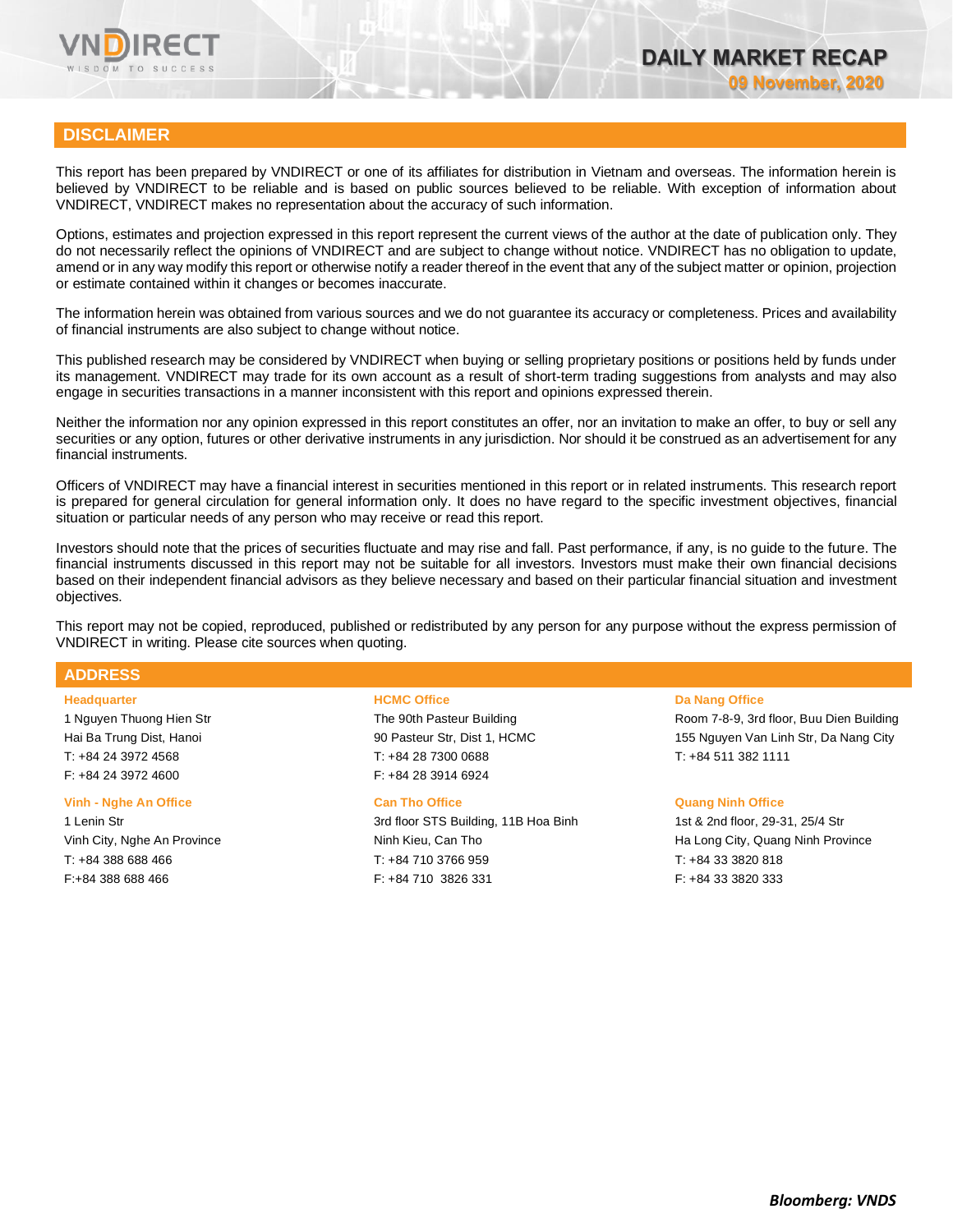## DISCLAIMER

This report has been prepared by VNDIRECT or one of its affiliates for distribution in Vietnam and overseas. The information herein is believed by VNDIRECT to be reliable and is based on public sources believed to be reliable. With exception of information about VNDIRECT, VNDIRECT makes no representation about the accuracy of such information.

Options, estimates and projection expressed in this report represent the current views of the author at the date of publication only. They do not necessarily reflect the opinions of VNDIRECT and are subject to change without notice. VNDIRECT has no obligation to update, amend or in any way modify this report or otherwise notify a reader thereof in the event that any of the subject matter or opinion, projection or estimate contained within it changes or becomes inaccurate.

The information herein was obtained from various sources and we do not guarantee its accuracy or completeness. Prices and availability of financial instruments are also subject to change without notice.

This published research may be considered by VNDIRECT when buying or selling proprietary positions or positions held by funds under its management. VNDIRECT may trade for its own account as a result of short-term trading suggestions from analysts and may also engage in securities transactions in a manner inconsistent with this report and opinions expressed therein.

Neither the information nor any opinion expressed in this report constitutes an offer, nor an invitation to make an offer, to buy or sell any securities or any option, futures or other derivative instruments in any jurisdiction. Nor should it be construed as an advertisement for any financial instruments.

Officers of VNDIRECT may have a financial interest in securities mentioned in this report or in related instruments. This research report is prepared for general circulation for general information only. It does no have regard to the specific investment objectives, financial situation or particular needs of any person who may receive or read this report.

Investors should note that the prices of securities fluctuate and may rise and fall. Past performance, if any, is no guide to the future. The financial instruments discussed in this report may not be suitable for all investors. Investors must make their own financial decisions based on their independent financial advisors as they believe necessary and based on their particular financial situation and investment objectives.

This report may not be copied, reproduced, published or redistributed by any person for any purpose without the express permission of VNDIRECT in writing. Please cite sources when quoting.

## ADDRESS

**Headquarter**
1 Nguyen Thuong Hien Str
Hai Ba Trung Dist, Hanoi
T: +84 24 3972 4568
F: +84 24 3972 4600

**HCMC Office**
The 90th Pasteur Building
90 Pasteur Str, Dist 1, HCMC
T: +84 28 7300 0688
F: +84 28 3914 6924

**Da Nang Office**
Room 7-8-9, 3rd floor, Buu Dien Building
155 Nguyen Van Linh Str, Da Nang City
T: +84 511 382 1111

**Vinh - Nghe An Office**
1 Lenin Str
Vinh City, Nghe An Province
T: +84 388 688 466
F:+84 388 688 466

**Can Tho Office**
3rd floor STS Building, 11B Hoa Binh
Ninh Kieu, Can Tho
T: +84 710 3766 959
F: +84 710 3826 331

**Quang Ninh Office**
1st & 2nd floor, 29-31, 25/4 Str
Ha Long City, Quang Ninh Province
T: +84 33 3820 818
F: +84 33 3820 333